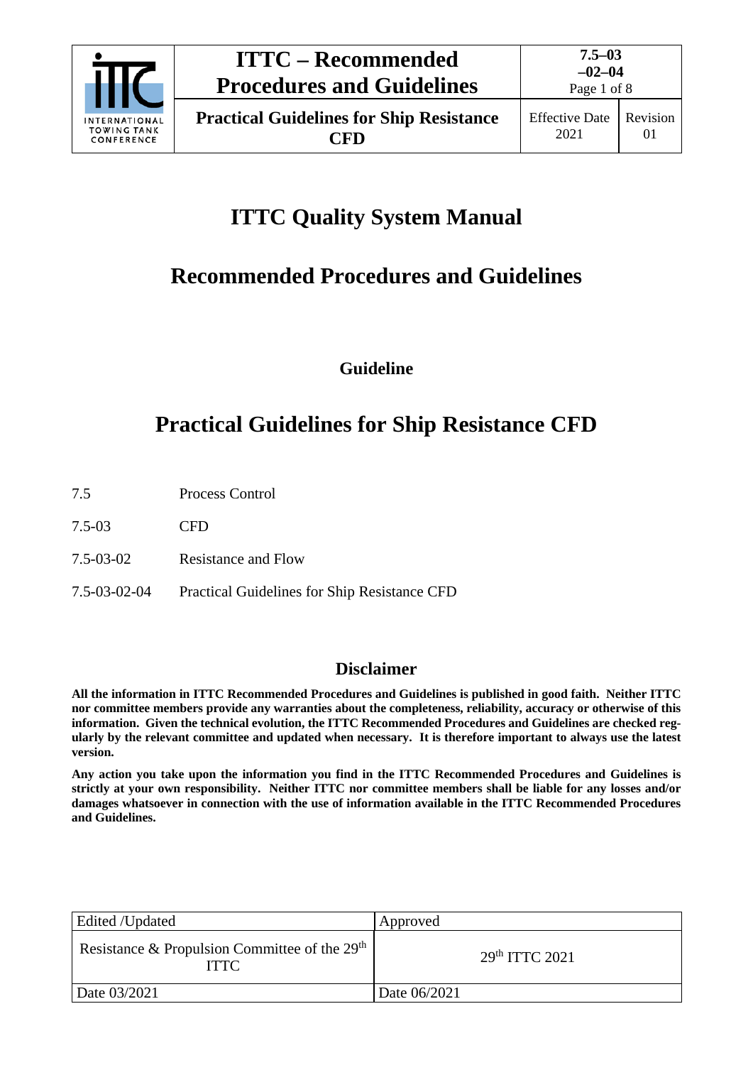# ITTC Quality System Manual

# Recommended Procedures and Guidelines

**Guideline**

# Practical Guidelines for Ship Resistance CFD

| | |
|---|---|
| 7.5 | Process Control |
| 7.5-03 | CFD |
| 7.5-03-02 | Resistance and Flow |
| 7.5-03-02-04 | Practical Guidelines for Ship Resistance CFD |

## Disclaimer

**All the information in ITTC Recommended Procedures and Guidelines is published in good faith. Neither ITTC nor committee members provide any warranties about the completeness, reliability, accuracy or otherwise of this information. Given the technical evolution, the ITTC Recommended Procedures and Guidelines are checked regularly by the relevant committee and updated when necessary. It is therefore important to always use the latest version.**

**Any action you take upon the information you find in the ITTC Recommended Procedures and Guidelines is strictly at your own responsibility. Neither ITTC nor committee members shall be liable for any losses and/or damages whatsoever in connection with the use of information available in the ITTC Recommended Procedures and Guidelines.**

| Edited /Updated | Approved |
|---|---|
| Resistance & Propulsion Committee of the 29th ITTC | 29th ITTC 2021 |
| Date 03/2021 | Date 06/2021 |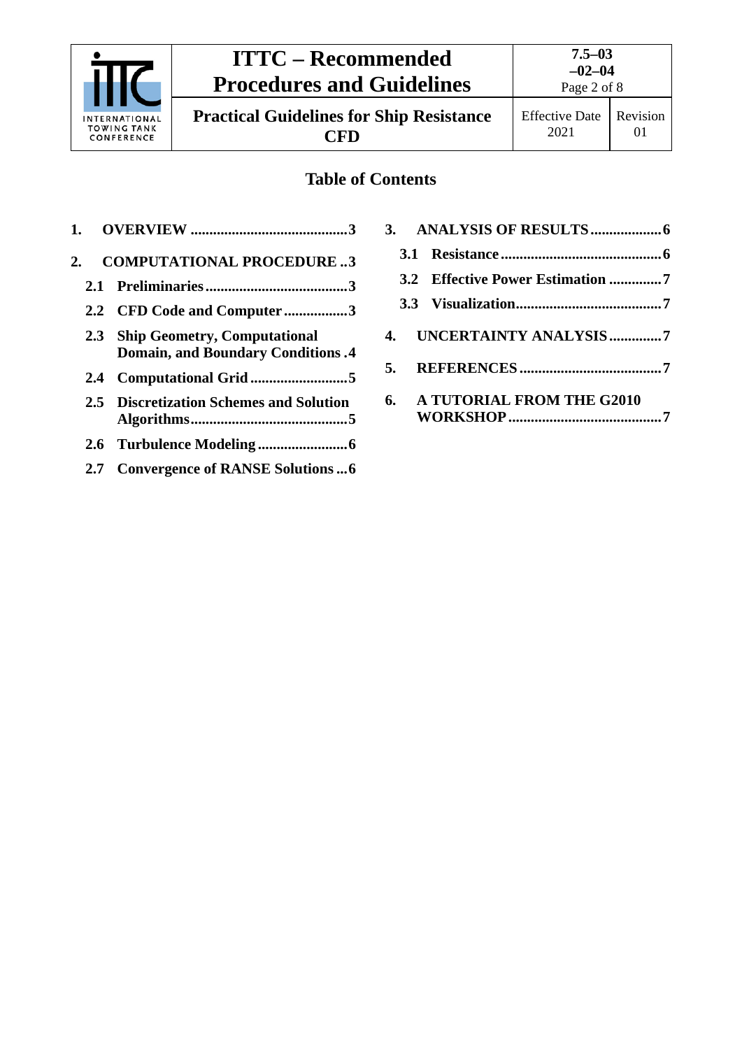## Table of Contents

**1. OVERVIEW .......................................... 3**

**2. COMPUTATIONAL PROCEDURE .. 3**

- **2.1 Preliminaries ...................................... 3**
- **2.2 CFD Code and Computer ................. 3**
- **2.3 Ship Geometry, Computational Domain, and Boundary Conditions . 4**
- **2.4 Computational Grid .......................... 5**
- **2.5 Discretization Schemes and Solution Algorithms .......................................... 5**
- **2.6 Turbulence Modeling ........................ 6**
- **2.7 Convergence of RANSE Solutions ... 6**

**3. ANALYSIS OF RESULTS ................... 6**

- **3.1 Resistance ........................................... 6**
- **3.2 Effective Power Estimation .............. 7**
- **3.3 Visualization....................................... 7**

**4. UNCERTAINTY ANALYSIS .............. 7**

**5. REFERENCES ...................................... 7**

**6. A TUTORIAL FROM THE G2010 WORKSHOP ......................................... 7**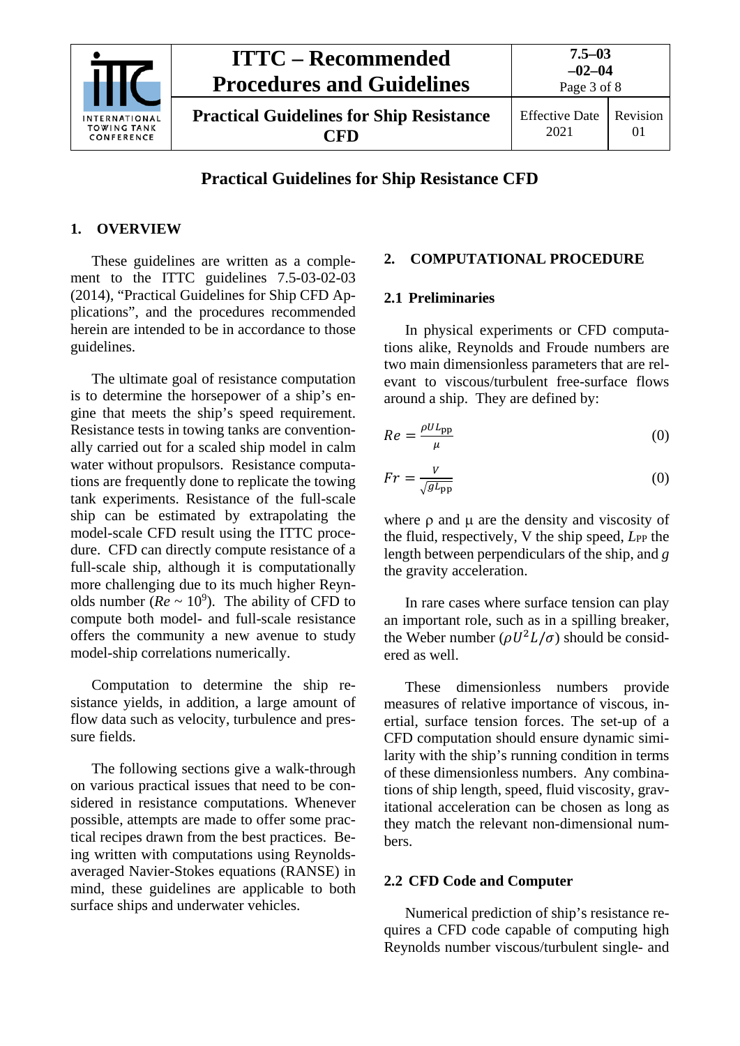# Practical Guidelines for Ship Resistance CFD

## 1. OVERVIEW

These guidelines are written as a complement to the ITTC guidelines 7.5-03-02-03 (2014), "Practical Guidelines for Ship CFD Applications", and the procedures recommended herein are intended to be in accordance to those guidelines.

The ultimate goal of resistance computation is to determine the horsepower of a ship's engine that meets the ship's speed requirement. Resistance tests in towing tanks are conventionally carried out for a scaled ship model in calm water without propulsors. Resistance computations are frequently done to replicate the towing tank experiments. Resistance of the full-scale ship can be estimated by extrapolating the model-scale CFD result using the ITTC procedure. CFD can directly compute resistance of a full-scale ship, although it is computationally more challenging due to its much higher Reynolds number ($Re \sim 10^9$). The ability of CFD to compute both model- and full-scale resistance offers the community a new avenue to study model-ship correlations numerically.

Computation to determine the ship resistance yields, in addition, a large amount of flow data such as velocity, turbulence and pressure fields.

The following sections give a walk-through on various practical issues that need to be considered in resistance computations. Whenever possible, attempts are made to offer some practical recipes drawn from the best practices. Being written with computations using Reynolds-averaged Navier-Stokes equations (RANSE) in mind, these guidelines are applicable to both surface ships and underwater vehicles.

## 2. COMPUTATIONAL PROCEDURE

### 2.1 Preliminaries

In physical experiments or CFD computations alike, Reynolds and Froude numbers are two main dimensionless parameters that are relevant to viscous/turbulent free-surface flows around a ship. They are defined by:

$$Re = \frac{\rho U L_{\text{pp}}}{\mu} \tag{0}$$

$$Fr = \frac{V}{\sqrt{g L_{\text{pp}}}} \tag{0}$$

where ρ and μ are the density and viscosity of the fluid, respectively, V the ship speed, $L_{PP}$ the length between perpendiculars of the ship, and $g$ the gravity acceleration.

In rare cases where surface tension can play an important role, such as in a spilling breaker, the Weber number ($\rho U^2 L/\sigma$) should be considered as well.

These dimensionless numbers provide measures of relative importance of viscous, inertial, surface tension forces. The set-up of a CFD computation should ensure dynamic similarity with the ship's running condition in terms of these dimensionless numbers. Any combinations of ship length, speed, fluid viscosity, gravitational acceleration can be chosen as long as they match the relevant non-dimensional numbers.

### 2.2 CFD Code and Computer

Numerical prediction of ship's resistance requires a CFD code capable of computing high Reynolds number viscous/turbulent single- and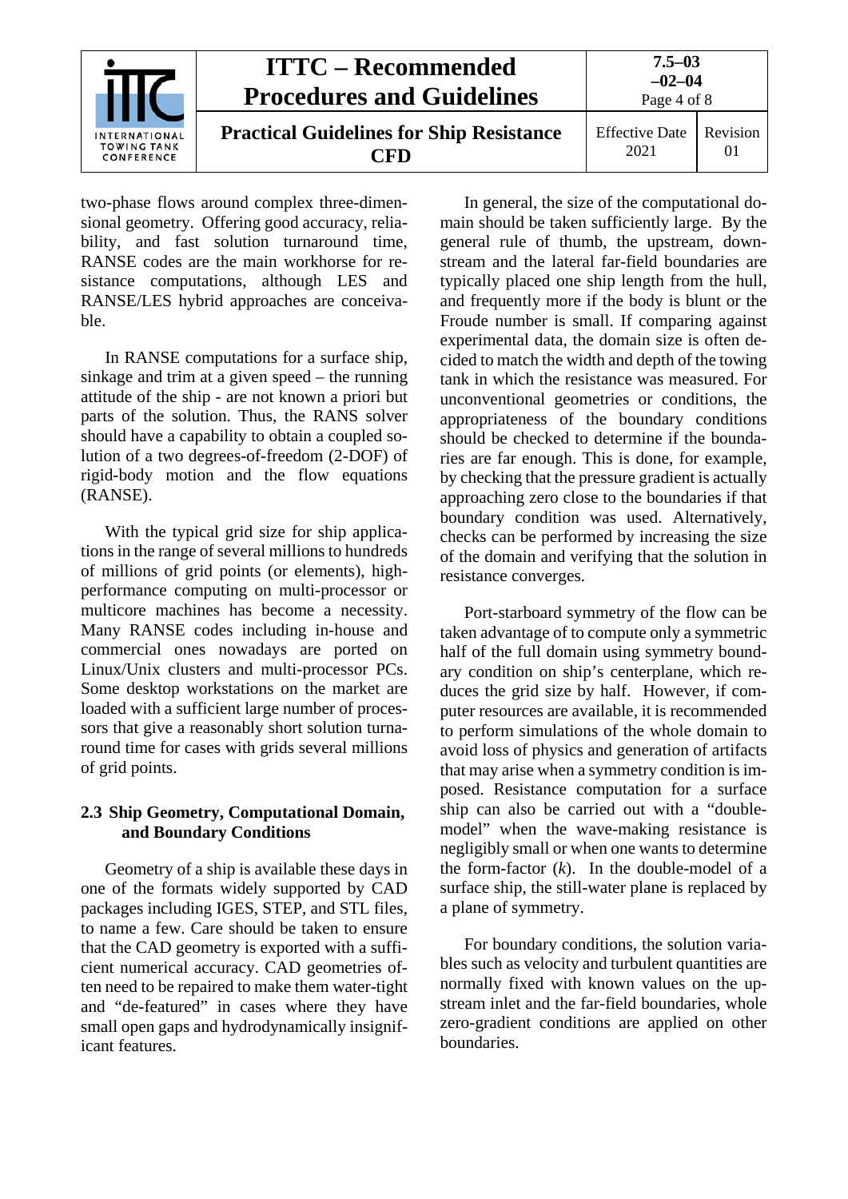two-phase flows around complex three-dimensional geometry. Offering good accuracy, reliability, and fast solution turnaround time, RANSE codes are the main workhorse for resistance computations, although LES and RANSE/LES hybrid approaches are conceivable.

In RANSE computations for a surface ship, sinkage and trim at a given speed – the running attitude of the ship - are not known a priori but parts of the solution. Thus, the RANS solver should have a capability to obtain a coupled solution of a two degrees-of-freedom (2-DOF) of rigid-body motion and the flow equations (RANSE).

With the typical grid size for ship applications in the range of several millions to hundreds of millions of grid points (or elements), high-performance computing on multi-processor or multicore machines has become a necessity. Many RANSE codes including in-house and commercial ones nowadays are ported on Linux/Unix clusters and multi-processor PCs. Some desktop workstations on the market are loaded with a sufficient large number of processors that give a reasonably short solution turnaround time for cases with grids several millions of grid points.

## 2.3 Ship Geometry, Computational Domain, and Boundary Conditions

Geometry of a ship is available these days in one of the formats widely supported by CAD packages including IGES, STEP, and STL files, to name a few. Care should be taken to ensure that the CAD geometry is exported with a sufficient numerical accuracy. CAD geometries often need to be repaired to make them water-tight and "de-featured" in cases where they have small open gaps and hydrodynamically insignificant features.

In general, the size of the computational domain should be taken sufficiently large. By the general rule of thumb, the upstream, downstream and the lateral far-field boundaries are typically placed one ship length from the hull, and frequently more if the body is blunt or the Froude number is small. If comparing against experimental data, the domain size is often decided to match the width and depth of the towing tank in which the resistance was measured. For unconventional geometries or conditions, the appropriateness of the boundary conditions should be checked to determine if the boundaries are far enough. This is done, for example, by checking that the pressure gradient is actually approaching zero close to the boundaries if that boundary condition was used. Alternatively, checks can be performed by increasing the size of the domain and verifying that the solution in resistance converges.

Port-starboard symmetry of the flow can be taken advantage of to compute only a symmetric half of the full domain using symmetry boundary condition on ship's centerplane, which reduces the grid size by half. However, if computer resources are available, it is recommended to perform simulations of the whole domain to avoid loss of physics and generation of artifacts that may arise when a symmetry condition is imposed. Resistance computation for a surface ship can also be carried out with a "double-model" when the wave-making resistance is negligibly small or when one wants to determine the form-factor ($k$). In the double-model of a surface ship, the still-water plane is replaced by a plane of symmetry.

For boundary conditions, the solution variables such as velocity and turbulent quantities are normally fixed with known values on the upstream inlet and the far-field boundaries, whole zero-gradient conditions are applied on other boundaries.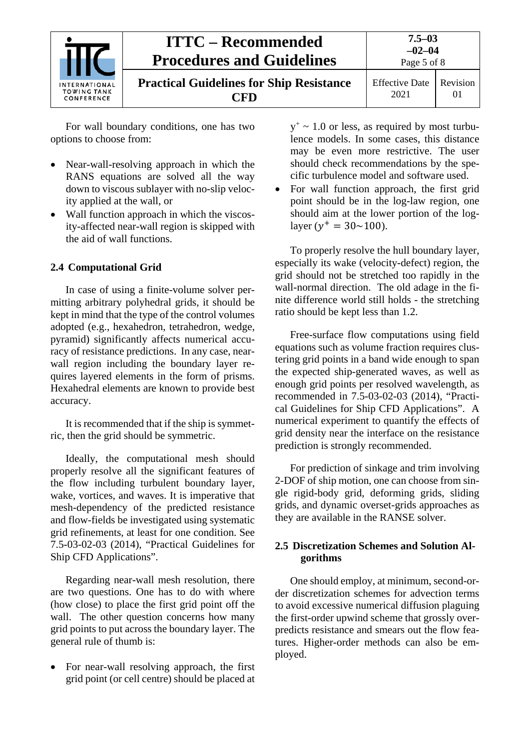For wall boundary conditions, one has two options to choose from:

- Near-wall-resolving approach in which the RANS equations are solved all the way down to viscous sublayer with no-slip velocity applied at the wall, or
- Wall function approach in which the viscosity-affected near-wall region is skipped with the aid of wall functions.

## 2.4 Computational Grid

In case of using a finite-volume solver permitting arbitrary polyhedral grids, it should be kept in mind that the type of the control volumes adopted (e.g., hexahedron, tetrahedron, wedge, pyramid) significantly affects numerical accuracy of resistance predictions. In any case, near-wall region including the boundary layer requires layered elements in the form of prisms. Hexahedral elements are known to provide best accuracy.

It is recommended that if the ship is symmetric, then the grid should be symmetric.

Ideally, the computational mesh should properly resolve all the significant features of the flow including turbulent boundary layer, wake, vortices, and waves. It is imperative that mesh-dependency of the predicted resistance and flow-fields be investigated using systematic grid refinements, at least for one condition. See 7.5-03-02-03 (2014), "Practical Guidelines for Ship CFD Applications".

Regarding near-wall mesh resolution, there are two questions. One has to do with where (how close) to place the first grid point off the wall. The other question concerns how many grid points to put across the boundary layer. The general rule of thumb is:

- For near-wall resolving approach, the first grid point (or cell centre) should be placed at $y^+ \sim 1.0$ or less, as required by most turbulence models. In some cases, this distance may be even more restrictive. The user should check recommendations by the specific turbulence model and software used.
- For wall function approach, the first grid point should be in the log-law region, one should aim at the lower portion of the log-layer ($y^+ = 30 \sim 100$).

To properly resolve the hull boundary layer, especially its wake (velocity-defect) region, the grid should not be stretched too rapidly in the wall-normal direction. The old adage in the finite difference world still holds - the stretching ratio should be kept less than 1.2.

Free-surface flow computations using field equations such as volume fraction requires clustering grid points in a band wide enough to span the expected ship-generated waves, as well as enough grid points per resolved wavelength, as recommended in 7.5-03-02-03 (2014), "Practical Guidelines for Ship CFD Applications". A numerical experiment to quantify the effects of grid density near the interface on the resistance prediction is strongly recommended.

For prediction of sinkage and trim involving 2-DOF of ship motion, one can choose from single rigid-body grid, deforming grids, sliding grids, and dynamic overset-grids approaches as they are available in the RANSE solver.

## 2.5 Discretization Schemes and Solution Algorithms

One should employ, at minimum, second-order discretization schemes for advection terms to avoid excessive numerical diffusion plaguing the first-order upwind scheme that grossly overpredicts resistance and smears out the flow features. Higher-order methods can also be employed.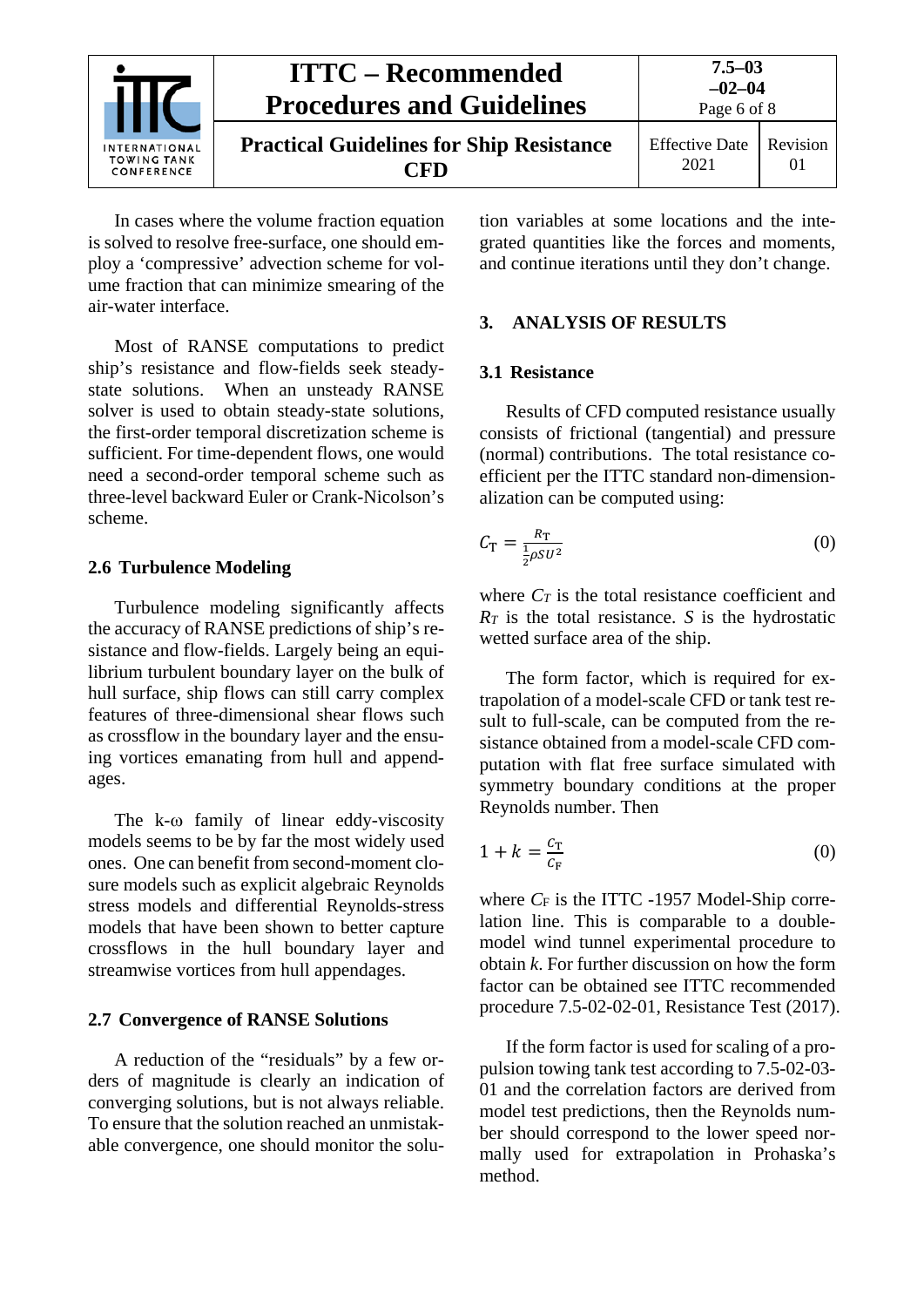In cases where the volume fraction equation is solved to resolve free-surface, one should employ a 'compressive' advection scheme for volume fraction that can minimize smearing of the air-water interface.

Most of RANSE computations to predict ship's resistance and flow-fields seek steady-state solutions. When an unsteady RANSE solver is used to obtain steady-state solutions, the first-order temporal discretization scheme is sufficient. For time-dependent flows, one would need a second-order temporal scheme such as three-level backward Euler or Crank-Nicolson's scheme.

## 2.6 Turbulence Modeling

Turbulence modeling significantly affects the accuracy of RANSE predictions of ship's resistance and flow-fields. Largely being an equilibrium turbulent boundary layer on the bulk of hull surface, ship flows can still carry complex features of three-dimensional shear flows such as crossflow in the boundary layer and the ensuing vortices emanating from hull and appendages.

The k-ω family of linear eddy-viscosity models seems to be by far the most widely used ones. One can benefit from second-moment closure models such as explicit algebraic Reynolds stress models and differential Reynolds-stress models that have been shown to better capture crossflows in the hull boundary layer and streamwise vortices from hull appendages.

## 2.7 Convergence of RANSE Solutions

A reduction of the "residuals" by a few orders of magnitude is clearly an indication of converging solutions, but is not always reliable. To ensure that the solution reached an unmistakable convergence, one should monitor the solution variables at some locations and the integrated quantities like the forces and moments, and continue iterations until they don't change.

# 3. ANALYSIS OF RESULTS

## 3.1 Resistance

Results of CFD computed resistance usually consists of frictional (tangential) and pressure (normal) contributions. The total resistance coefficient per the ITTC standard non-dimensionalization can be computed using:

$$C_{\mathrm{T}} = \frac{R_{\mathrm{T}}}{\frac{1}{2}\rho S U^2} \tag{0}$$

where $C_T$ is the total resistance coefficient and $R_T$ is the total resistance. $S$ is the hydrostatic wetted surface area of the ship.

The form factor, which is required for extrapolation of a model-scale CFD or tank test result to full-scale, can be computed from the resistance obtained from a model-scale CFD computation with flat free surface simulated with symmetry boundary conditions at the proper Reynolds number. Then

$$1 + k = \frac{C_{\mathrm{T}}}{C_{\mathrm{F}}} \tag{0}$$

where $C_{\mathrm{F}}$ is the ITTC -1957 Model-Ship correlation line. This is comparable to a double-model wind tunnel experimental procedure to obtain $k$. For further discussion on how the form factor can be obtained see ITTC recommended procedure 7.5-02-02-01, Resistance Test (2017).

If the form factor is used for scaling of a propulsion towing tank test according to 7.5-02-03-01 and the correlation factors are derived from model test predictions, then the Reynolds number should correspond to the lower speed normally used for extrapolation in Prohaska's method.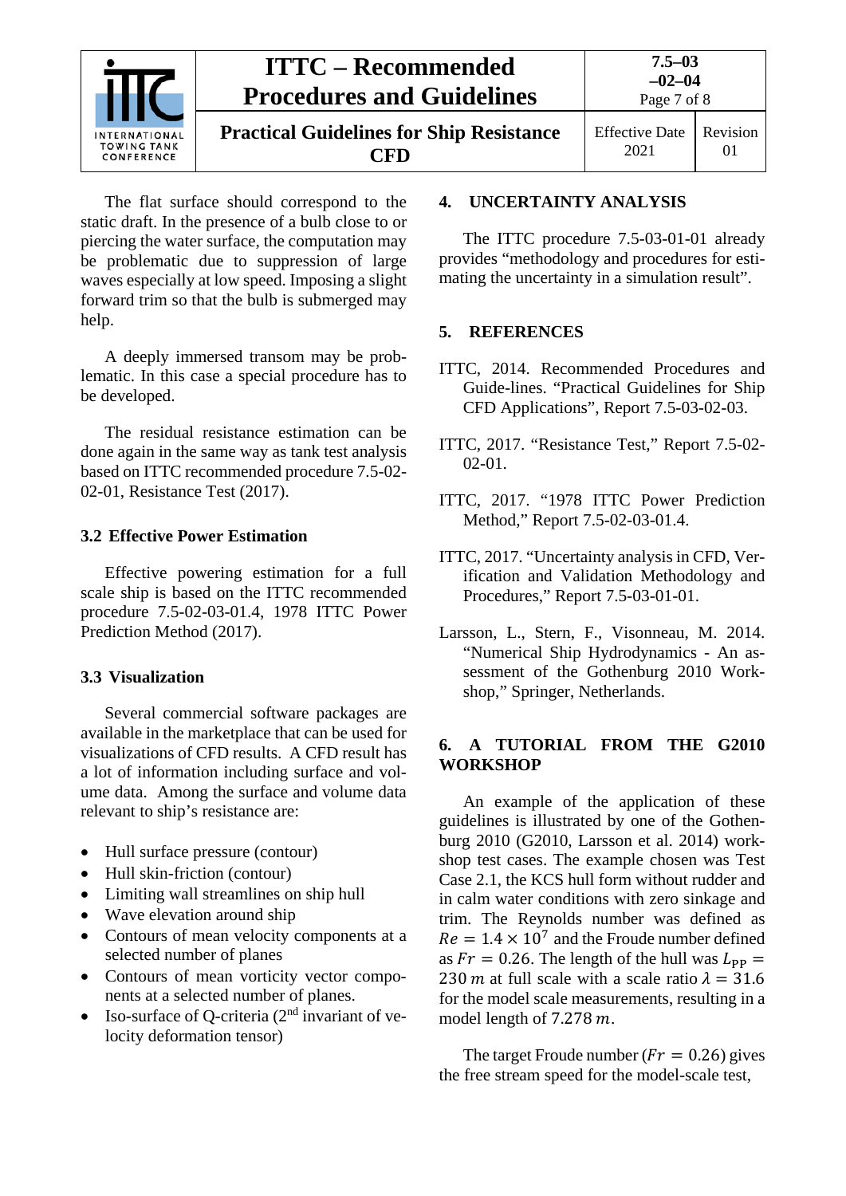The flat surface should correspond to the static draft. In the presence of a bulb close to or piercing the water surface, the computation may be problematic due to suppression of large waves especially at low speed. Imposing a slight forward trim so that the bulb is submerged may help.

A deeply immersed transom may be problematic. In this case a special procedure has to be developed.

The residual resistance estimation can be done again in the same way as tank test analysis based on ITTC recommended procedure 7.5-02-02-01, Resistance Test (2017).

### 3.2 Effective Power Estimation

Effective powering estimation for a full scale ship is based on the ITTC recommended procedure 7.5-02-03-01.4, 1978 ITTC Power Prediction Method (2017).

### 3.3 Visualization

Several commercial software packages are available in the marketplace that can be used for visualizations of CFD results. A CFD result has a lot of information including surface and volume data. Among the surface and volume data relevant to ship's resistance are:

- Hull surface pressure (contour)
- Hull skin-friction (contour)
- Limiting wall streamlines on ship hull
- Wave elevation around ship
- Contours of mean velocity components at a selected number of planes
- Contours of mean vorticity vector components at a selected number of planes.
- Iso-surface of Q-criteria (2nd invariant of velocity deformation tensor)

## 4. UNCERTAINTY ANALYSIS

The ITTC procedure 7.5-03-01-01 already provides "methodology and procedures for estimating the uncertainty in a simulation result".

## 5. REFERENCES

ITTC, 2014. Recommended Procedures and Guide-lines. "Practical Guidelines for Ship CFD Applications", Report 7.5-03-02-03.

ITTC, 2017. "Resistance Test," Report 7.5-02-02-01.

ITTC, 2017. "1978 ITTC Power Prediction Method," Report 7.5-02-03-01.4.

ITTC, 2017. "Uncertainty analysis in CFD, Verification and Validation Methodology and Procedures," Report 7.5-03-01-01.

Larsson, L., Stern, F., Visonneau, M. 2014. "Numerical Ship Hydrodynamics - An assessment of the Gothenburg 2010 Workshop," Springer, Netherlands.

## 6. A TUTORIAL FROM THE G2010 WORKSHOP

An example of the application of these guidelines is illustrated by one of the Gothenburg 2010 (G2010, Larsson et al. 2014) workshop test cases. The example chosen was Test Case 2.1, the KCS hull form without rudder and in calm water conditions with zero sinkage and trim. The Reynolds number was defined as $Re = 1.4 \times 10^7$ and the Froude number defined as $Fr = 0.26$. The length of the hull was $L_{\mathrm{PP}} = 230\,m$ at full scale with a scale ratio $\lambda = 31.6$ for the model scale measurements, resulting in a model length of $7.278\,m$.

The target Froude number ($Fr = 0.26$) gives the free stream speed for the model-scale test,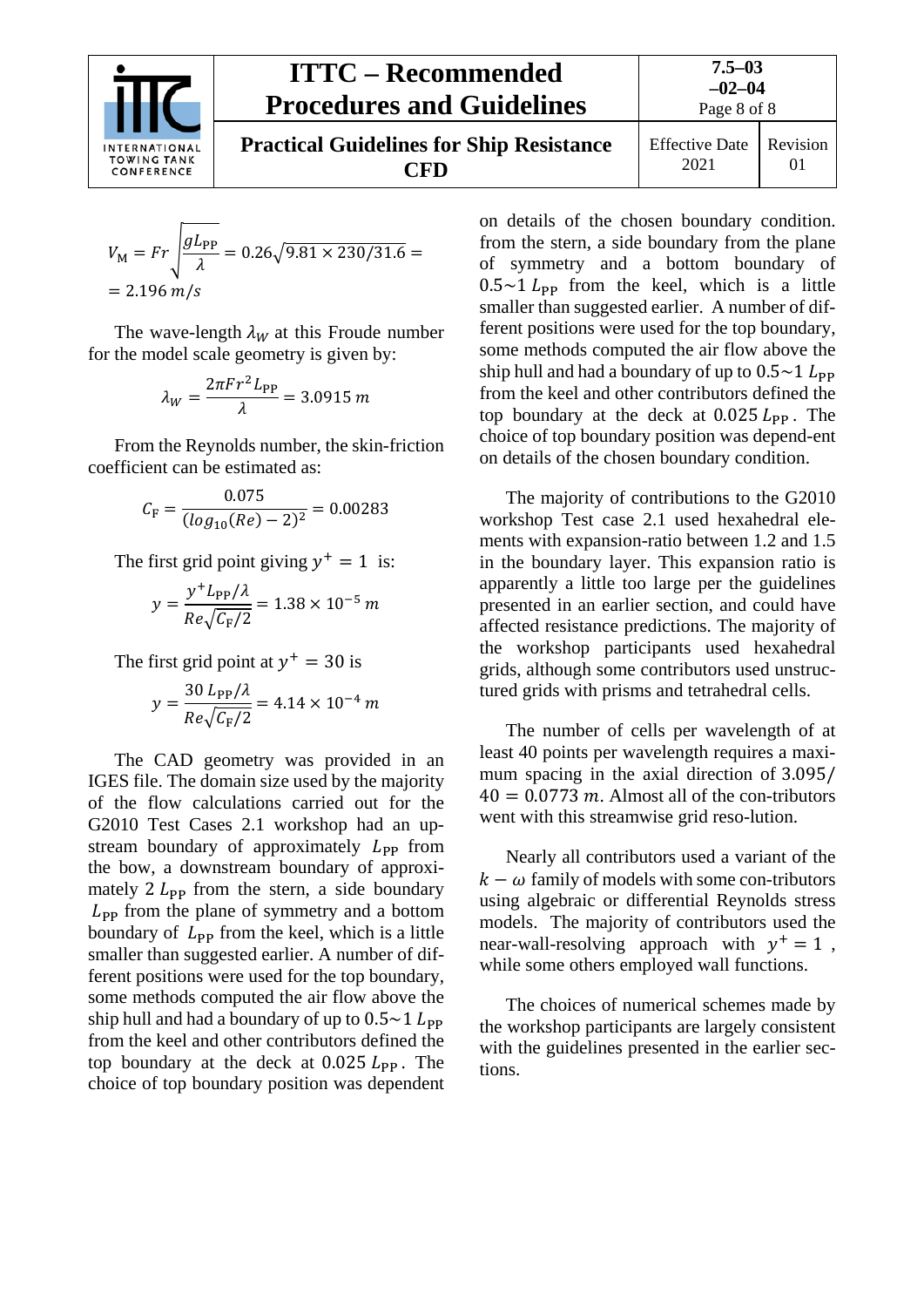$$V_{\mathrm{M}} = Fr\sqrt{\frac{gL_{\mathrm{PP}}}{\lambda}} = 0.26\sqrt{9.81 \times 230/31.6} =$$
$$= 2.196\ m/s$$

The wave-length $\lambda_W$ at this Froude number for the model scale geometry is given by:

$$\lambda_W = \frac{2\pi Fr^2 L_{\mathrm{PP}}}{\lambda} = 3.0915\ m$$

From the Reynolds number, the skin-friction coefficient can be estimated as:

$$C_{\mathrm{F}} = \frac{0.075}{(log_{10}(Re) - 2)^2} = 0.00283$$

The first grid point giving $y^+ = 1$ is:

$$y = \frac{y^+ L_{\mathrm{PP}}/\lambda}{Re\sqrt{C_{\mathrm{F}}/2}} = 1.38 \times 10^{-5}\ m$$

The first grid point at $y^+ = 30$ is

$$y = \frac{30\ L_{\mathrm{PP}}/\lambda}{Re\sqrt{C_{\mathrm{F}}/2}} = 4.14 \times 10^{-4}\ m$$

The CAD geometry was provided in an IGES file. The domain size used by the majority of the flow calculations carried out for the G2010 Test Cases 2.1 workshop had an upstream boundary of approximately $L_{\mathrm{PP}}$ from the bow, a downstream boundary of approximately $2\ L_{\mathrm{PP}}$ from the stern, a side boundary $L_{\mathrm{PP}}$ from the plane of symmetry and a bottom boundary of $L_{\mathrm{PP}}$ from the keel, which is a little smaller than suggested earlier. A number of different positions were used for the top boundary, some methods computed the air flow above the ship hull and had a boundary of up to $0.5{\sim}1\ L_{\mathrm{PP}}$ from the keel and other contributors defined the top boundary at the deck at $0.025\ L_{\mathrm{PP}}$. The choice of top boundary position was dependent on details of the chosen boundary condition. from the stern, a side boundary from the plane of symmetry and a bottom boundary of $0.5{\sim}1\ L_{\mathrm{PP}}$ from the keel, which is a little smaller than suggested earlier. A number of different positions were used for the top boundary, some methods computed the air flow above the ship hull and had a boundary of up to $0.5{\sim}1\ L_{\mathrm{PP}}$ from the keel and other contributors defined the top boundary at the deck at $0.025\ L_{\mathrm{PP}}$. The choice of top boundary position was depend-ent on details of the chosen boundary condition.

The majority of contributions to the G2010 workshop Test case 2.1 used hexahedral elements with expansion-ratio between 1.2 and 1.5 in the boundary layer. This expansion ratio is apparently a little too large per the guidelines presented in an earlier section, and could have affected resistance predictions. The majority of the workshop participants used hexahedral grids, although some contributors used unstructured grids with prisms and tetrahedral cells.

The number of cells per wavelength of at least 40 points per wavelength requires a maximum spacing in the axial direction of $3.095/40 = 0.0773\ m$. Almost all of the con-tributors went with this streamwise grid reso-lution.

Nearly all contributors used a variant of the $k - \omega$ family of models with some con-tributors using algebraic or differential Reynolds stress models. The majority of contributors used the near-wall-resolving approach with $y^+ = 1$, while some others employed wall functions.

The choices of numerical schemes made by the workshop participants are largely consistent with the guidelines presented in the earlier sections.